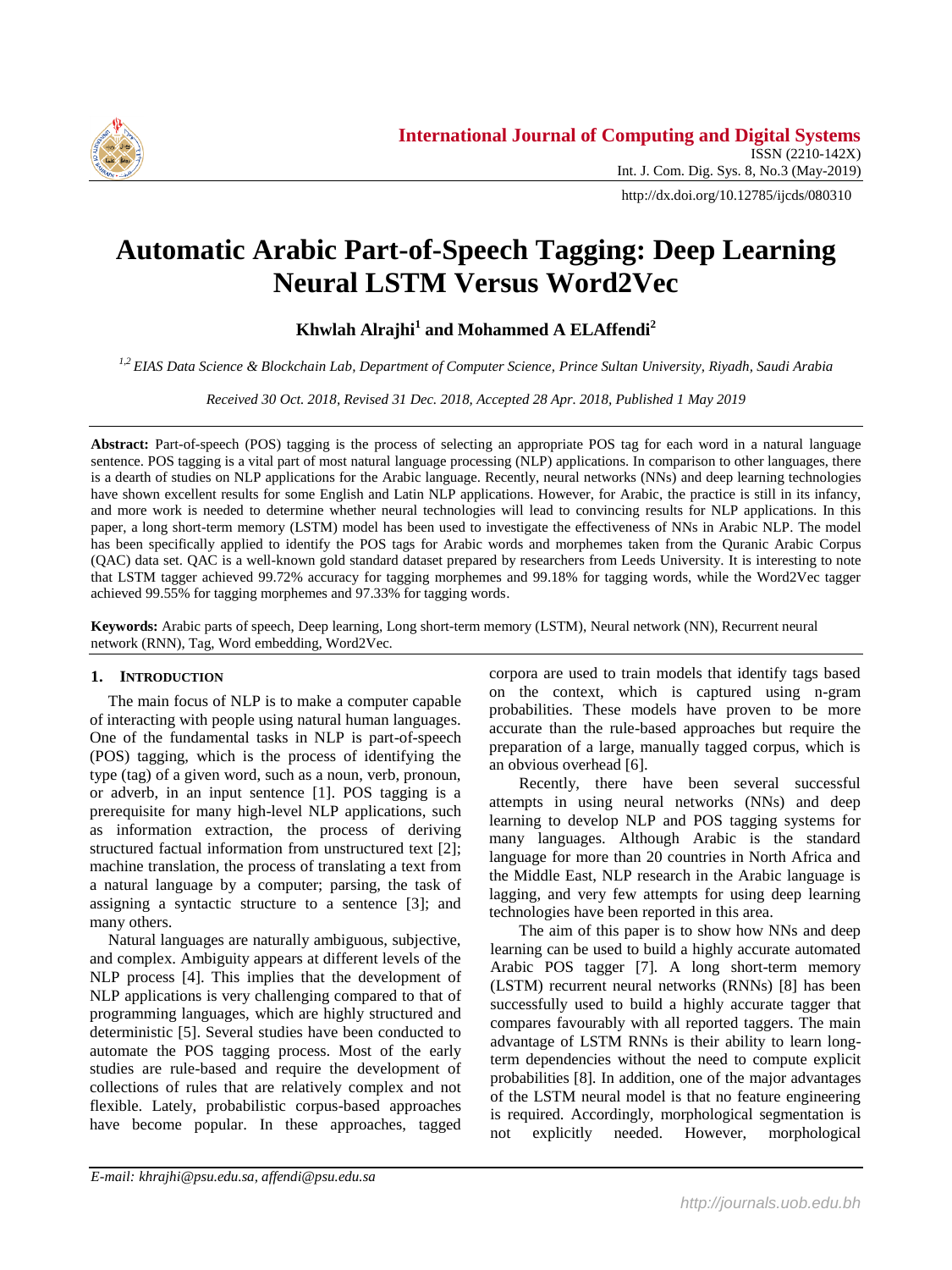# Automatic Arabic Part-of-Speech Tagging: Deep Learning Neural LSTM Versus Word2Vec

**Khwlah Alrajhi[1] and Mohammed A ELAffendi[2]**

*[1,2] EIAS Data Science & Blockchain Lab, Department of Computer Science, Prince Sultan University, Riyadh, Saudi Arabia*

*Received 30 Oct. 2018, Revised 31 Dec. 2018, Accepted 28 Apr. 2018, Published 1 May 2019*

**Abstract:** Part-of-speech (POS) tagging is the process of selecting an appropriate POS tag for each word in a natural language sentence. POS tagging is a vital part of most natural language processing (NLP) applications. In comparison to other languages, there is a dearth of studies on NLP applications for the Arabic language. Recently, neural networks (NNs) and deep learning technologies have shown excellent results for some English and Latin NLP applications. However, for Arabic, the practice is still in its infancy, and more work is needed to determine whether neural technologies will lead to convincing results for NLP applications. In this paper, a long short-term memory (LSTM) model has been used to investigate the effectiveness of NNs in Arabic NLP. The model has been specifically applied to identify the POS tags for Arabic words and morphemes taken from the Quranic Arabic Corpus (QAC) data set. QAC is a well-known gold standard dataset prepared by researchers from Leeds University. It is interesting to note that LSTM tagger achieved 99.72% accuracy for tagging morphemes and 99.18% for tagging words, while the Word2Vec tagger achieved 99.55% for tagging morphemes and 97.33% for tagging words.

**Keywords:** Arabic parts of speech, Deep learning, Long short-term memory (LSTM), Neural network (NN), Recurrent neural network (RNN), Tag, Word embedding, Word2Vec.

## 1. Introduction

The main focus of NLP is to make a computer capable of interacting with people using natural human languages. One of the fundamental tasks in NLP is part-of-speech (POS) tagging, which is the process of identifying the type (tag) of a given word, such as a noun, verb, pronoun, or adverb, in an input sentence [1]. POS tagging is a prerequisite for many high-level NLP applications, such as information extraction, the process of deriving structured factual information from unstructured text [2]; machine translation, the process of translating a text from a natural language by a computer; parsing, the task of assigning a syntactic structure to a sentence [3]; and many others.

Natural languages are naturally ambiguous, subjective, and complex. Ambiguity appears at different levels of the NLP process [4]. This implies that the development of NLP applications is very challenging compared to that of programming languages, which are highly structured and deterministic [5]. Several studies have been conducted to automate the POS tagging process. Most of the early studies are rule-based and require the development of collections of rules that are relatively complex and not flexible. Lately, probabilistic corpus-based approaches have become popular. In these approaches, tagged corpora are used to train models that identify tags based on the context, which is captured using n-gram probabilities. These models have proven to be more accurate than the rule-based approaches but require the preparation of a large, manually tagged corpus, which is an obvious overhead [6].

Recently, there have been several successful attempts in using neural networks (NNs) and deep learning to develop NLP and POS tagging systems for many languages. Although Arabic is the standard language for more than 20 countries in North Africa and the Middle East, NLP research in the Arabic language is lagging, and very few attempts for using deep learning technologies have been reported in this area.

The aim of this paper is to show how NNs and deep learning can be used to build a highly accurate automated Arabic POS tagger [7]. A long short-term memory (LSTM) recurrent neural networks (RNNs) [8] has been successfully used to build a highly accurate tagger that compares favourably with all reported taggers. The main advantage of LSTM RNNs is their ability to learn long-term dependencies without the need to compute explicit probabilities [8]. In addition, one of the major advantages of the LSTM neural model is that no feature engineering is required. Accordingly, morphological segmentation is not explicitly needed. However, morphological

*E-mail: khrajhi@psu.edu.sa, affendi@psu.edu.sa*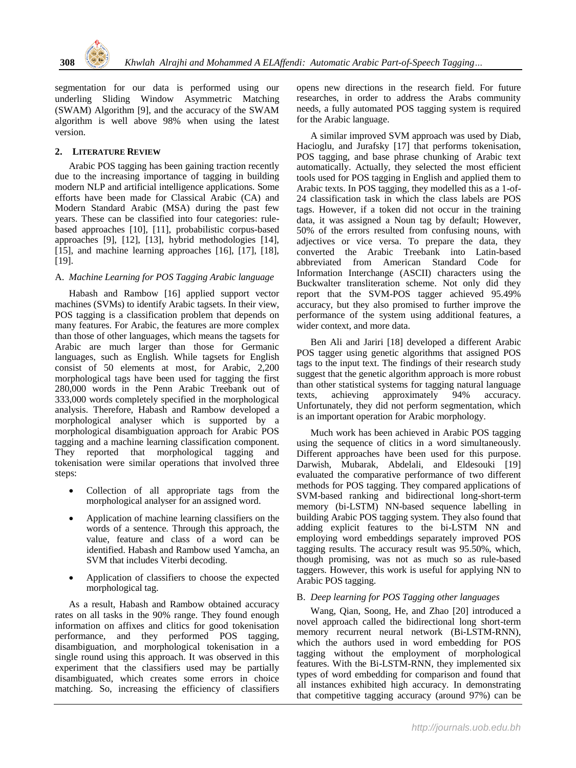segmentation for our data is performed using our underling Sliding Window Asymmetric Matching (SWAM) Algorithm [9], and the accuracy of the SWAM algorithm is well above 98% when using the latest version.

## 2. Literature Review

Arabic POS tagging has been gaining traction recently due to the increasing importance of tagging in building modern NLP and artificial intelligence applications. Some efforts have been made for Classical Arabic (CA) and Modern Standard Arabic (MSA) during the past few years. These can be classified into four categories: rule-based approaches [10], [11], probabilistic corpus-based approaches [9], [12], [13], hybrid methodologies [14], [15], and machine learning approaches [16], [17], [18], [19].

### A. *Machine Learning for POS Tagging Arabic language*

Habash and Rambow [16] applied support vector machines (SVMs) to identify Arabic tagsets. In their view, POS tagging is a classification problem that depends on many features. For Arabic, the features are more complex than those of other languages, which means the tagsets for Arabic are much larger than those for Germanic languages, such as English. While tagsets for English consist of 50 elements at most, for Arabic, 2,200 morphological tags have been used for tagging the first 280,000 words in the Penn Arabic Treebank out of 333,000 words completely specified in the morphological analysis. Therefore, Habash and Rambow developed a morphological analyser which is supported by a morphological disambiguation approach for Arabic POS tagging and a machine learning classification component. They reported that morphological tagging and tokenisation were similar operations that involved three steps:

- Collection of all appropriate tags from the morphological analyser for an assigned word.
- Application of machine learning classifiers on the words of a sentence. Through this approach, the value, feature and class of a word can be identified. Habash and Rambow used Yamcha, an SVM that includes Viterbi decoding.
- Application of classifiers to choose the expected morphological tag.

As a result, Habash and Rambow obtained accuracy rates on all tasks in the 90% range. They found enough information on affixes and clitics for good tokenisation performance, and they performed POS tagging, disambiguation, and morphological tokenisation in a single round using this approach. It was observed in this experiment that the classifiers used may be partially disambiguated, which creates some errors in choice matching. So, increasing the efficiency of classifiers opens new directions in the research field. For future researches, in order to address the Arabs community needs, a fully automated POS tagging system is required for the Arabic language.

A similar improved SVM approach was used by Diab, Hacioglu, and Jurafsky [17] that performs tokenisation, POS tagging, and base phrase chunking of Arabic text automatically. Actually, they selected the most efficient tools used for POS tagging in English and applied them to Arabic texts. In POS tagging, they modelled this as a 1-of-24 classification task in which the class labels are POS tags. However, if a token did not occur in the training data, it was assigned a Noun tag by default; However, 50% of the errors resulted from confusing nouns, with adjectives or vice versa. To prepare the data, they converted the Arabic Treebank into Latin-based abbreviated from American Standard Code for Information Interchange (ASCII) characters using the Buckwalter transliteration scheme. Not only did they report that the SVM-POS tagger achieved 95.49% accuracy, but they also promised to further improve the performance of the system using additional features, a wider context, and more data.

Ben Ali and Jariri [18] developed a different Arabic POS tagger using genetic algorithms that assigned POS tags to the input text. The findings of their research study suggest that the genetic algorithm approach is more robust than other statistical systems for tagging natural language texts, achieving approximately 94% accuracy. Unfortunately, they did not perform segmentation, which is an important operation for Arabic morphology.

Much work has been achieved in Arabic POS tagging using the sequence of clitics in a word simultaneously. Different approaches have been used for this purpose. Darwish, Mubarak, Abdelali, and Eldesouki [19] evaluated the comparative performance of two different methods for POS tagging. They compared applications of SVM-based ranking and bidirectional long-short-term memory (bi-LSTM) NN-based sequence labelling in building Arabic POS tagging system. They also found that adding explicit features to the bi-LSTM NN and employing word embeddings separately improved POS tagging results. The accuracy result was 95.50%, which, though promising, was not as much so as rule-based taggers. However, this work is useful for applying NN to Arabic POS tagging.

### B. *Deep learning for POS Tagging other languages*

Wang, Qian, Soong, He, and Zhao [20] introduced a novel approach called the bidirectional long short-term memory recurrent neural network (Bi-LSTM-RNN), which the authors used in word embedding for POS tagging without the employment of morphological features. With the Bi-LSTM-RNN, they implemented six types of word embedding for comparison and found that all instances exhibited high accuracy. In demonstrating that competitive tagging accuracy (around 97%) can be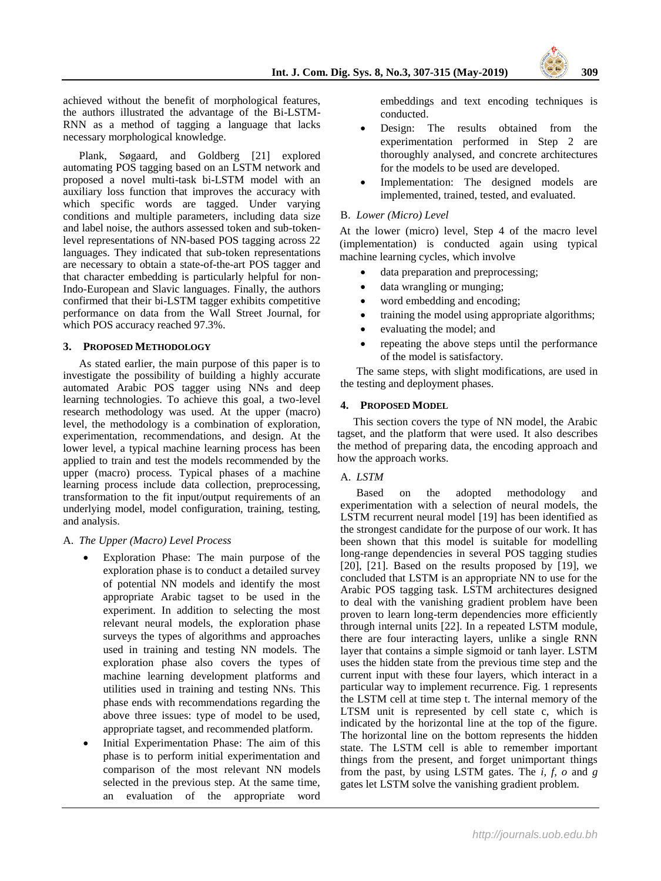achieved without the benefit of morphological features, the authors illustrated the advantage of the Bi-LSTM-RNN as a method of tagging a language that lacks necessary morphological knowledge.

Plank, Søgaard, and Goldberg [21] explored automating POS tagging based on an LSTM network and proposed a novel multi-task bi-LSTM model with an auxiliary loss function that improves the accuracy with which specific words are tagged. Under varying conditions and multiple parameters, including data size and label noise, the authors assessed token and sub-token-level representations of NN-based POS tagging across 22 languages. They indicated that sub-token representations are necessary to obtain a state-of-the-art POS tagger and that character embedding is particularly helpful for non-Indo-European and Slavic languages. Finally, the authors confirmed that their bi-LSTM tagger exhibits competitive performance on data from the Wall Street Journal, for which POS accuracy reached 97.3%.

## 3. Proposed Methodology

As stated earlier, the main purpose of this paper is to investigate the possibility of building a highly accurate automated Arabic POS tagger using NNs and deep learning technologies. To achieve this goal, a two-level research methodology was used. At the upper (macro) level, the methodology is a combination of exploration, experimentation, recommendations, and design. At the lower level, a typical machine learning process has been applied to train and test the models recommended by the upper (macro) process. Typical phases of a machine learning process include data collection, preprocessing, transformation to the fit input/output requirements of an underlying model, model configuration, training, testing, and analysis.

### A. *The Upper (Macro) Level Process*

- Exploration Phase: The main purpose of the exploration phase is to conduct a detailed survey of potential NN models and identify the most appropriate Arabic tagset to be used in the experiment. In addition to selecting the most relevant neural models, the exploration phase surveys the types of algorithms and approaches used in training and testing NN models. The exploration phase also covers the types of machine learning development platforms and utilities used in training and testing NNs. This phase ends with recommendations regarding the above three issues: type of model to be used, appropriate tagset, and recommended platform.
- Initial Experimentation Phase: The aim of this phase is to perform initial experimentation and comparison of the most relevant NN models selected in the previous step. At the same time, an evaluation of the appropriate word embeddings and text encoding techniques is conducted.
- Design: The results obtained from the experimentation performed in Step 2 are thoroughly analysed, and concrete architectures for the models to be used are developed.
- Implementation: The designed models are implemented, trained, tested, and evaluated.

### B. *Lower (Micro) Level*

At the lower (micro) level, Step 4 of the macro level (implementation) is conducted again using typical machine learning cycles, which involve

- data preparation and preprocessing;
- data wrangling or munging;
- word embedding and encoding;
- training the model using appropriate algorithms;
- evaluating the model; and
- repeating the above steps until the performance of the model is satisfactory.

The same steps, with slight modifications, are used in the testing and deployment phases.

## 4. Proposed Model

This section covers the type of NN model, the Arabic tagset, and the platform that were used. It also describes the method of preparing data, the encoding approach and how the approach works.

### A. *LSTM*

Based on the adopted methodology and experimentation with a selection of neural models, the LSTM recurrent neural model [19] has been identified as the strongest candidate for the purpose of our work. It has been shown that this model is suitable for modelling long-range dependencies in several POS tagging studies [20], [21]. Based on the results proposed by [19], we concluded that LSTM is an appropriate NN to use for the Arabic POS tagging task. LSTM architectures designed to deal with the vanishing gradient problem have been proven to learn long-term dependencies more efficiently through internal units [22]. In a repeated LSTM module, there are four interacting layers, unlike a single RNN layer that contains a simple sigmoid or tanh layer. LSTM uses the hidden state from the previous time step and the current input with these four layers, which interact in a particular way to implement recurrence. Fig. 1 represents the LSTM cell at time step t. The internal memory of the LTSM unit is represented by cell state c, which is indicated by the horizontal line at the top of the figure. The horizontal line on the bottom represents the hidden state. The LSTM cell is able to remember important things from the present, and forget unimportant things from the past, by using LSTM gates. The $i$, $f$, $o$ and $g$ gates let LSTM solve the vanishing gradient problem.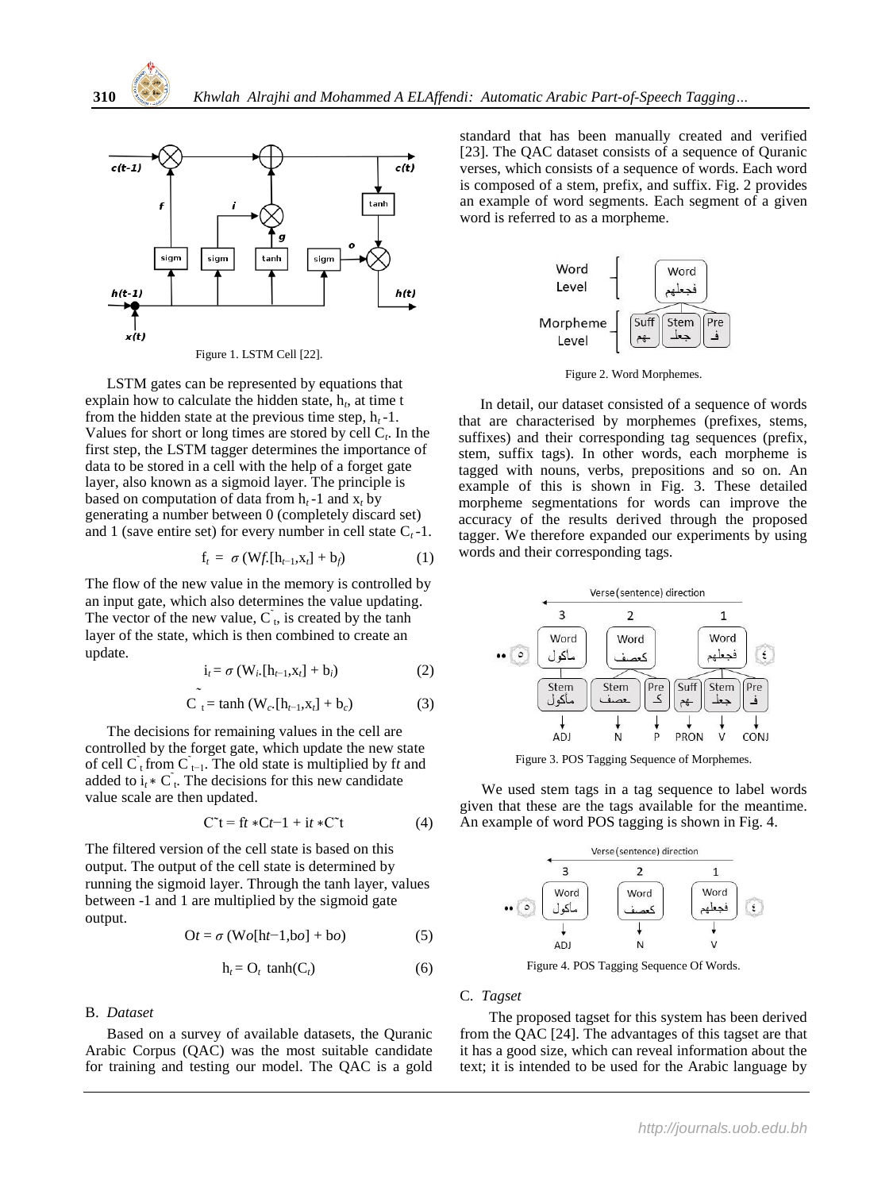Figure 1. LSTM Cell [22].

LSTM gates can be represented by equations that explain how to calculate the hidden state, $h_t$, at time t from the hidden state at the previous time step, $h_t$-1. Values for short or long times are stored by cell $C_t$. In the first step, the LSTM tagger determines the importance of data to be stored in a cell with the help of a forget gate layer, also known as a sigmoid layer. The principle is based on computation of data from $h_t$-1 and $x_t$ by generating a number between 0 (completely discard set) and 1 (save entire set) for every number in cell state $C_t$-1.

$$f_t = \sigma (Wf.[h_{t-1},x_t] + b_f) \tag{1}$$

The flow of the new value in the memory is controlled by an input gate, which also determines the value updating. The vector of the new value, $\tilde{C}_t$, is created by the tanh layer of the state, which is then combined to create an update.

$$i_t = \sigma (W_i.[h_{t-1},x_t] + b_i) \tag{2}$$

$$\tilde{C}_t = \tanh (W_c.[h_{t-1},x_t] + b_c) \tag{3}$$

The decisions for remaining values in the cell are controlled by the forget gate, which update the new state of cell $\tilde{C}_t$ from $\tilde{C}_{t-1}$. The old state is multiplied by $ft$ and added to $i_t * \tilde{C}_t$. The decisions for this new candidate value scale are then updated.

$$\tilde{C}t = ft * Ct-1 + it * \tilde{C}t \tag{4}$$

The filtered version of the cell state is based on this output. The output of the cell state is determined by running the sigmoid layer. Through the tanh layer, values between -1 and 1 are multiplied by the sigmoid gate output.

$$Ot = \sigma (Wo[ht-1,bo] + bo) \tag{5}$$

$$h_t = O_t \tanh(C_t) \tag{6}$$

### B. *Dataset*

Based on a survey of available datasets, the Quranic Arabic Corpus (QAC) was the most suitable candidate for training and testing our model. The QAC is a gold standard that has been manually created and verified [23]. The QAC dataset consists of a sequence of Quranic verses, which consists of a sequence of words. Each word is composed of a stem, prefix, and suffix. Fig. 2 provides an example of word segments. Each segment of a given word is referred to as a morpheme.

Figure 2. Word Morphemes.

In detail, our dataset consisted of a sequence of words that are characterised by morphemes (prefixes, stems, suffixes) and their corresponding tag sequences (prefix, stem, suffix tags). In other words, each morpheme is tagged with nouns, verbs, prepositions and so on. An example of this is shown in Fig. 3. These detailed morpheme segmentations for words can improve the accuracy of the results derived through the proposed tagger. We therefore expanded our experiments by using words and their corresponding tags.

Figure 3. POS Tagging Sequence of Morphemes.

We used stem tags in a tag sequence to label words given that these are the tags available for the meantime. An example of word POS tagging is shown in Fig. 4.

Figure 4. POS Tagging Sequence Of Words.

### C. *Tagset*

The proposed tagset for this system has been derived from the QAC [24]. The advantages of this tagset are that it has a good size, which can reveal information about the text; it is intended to be used for the Arabic language by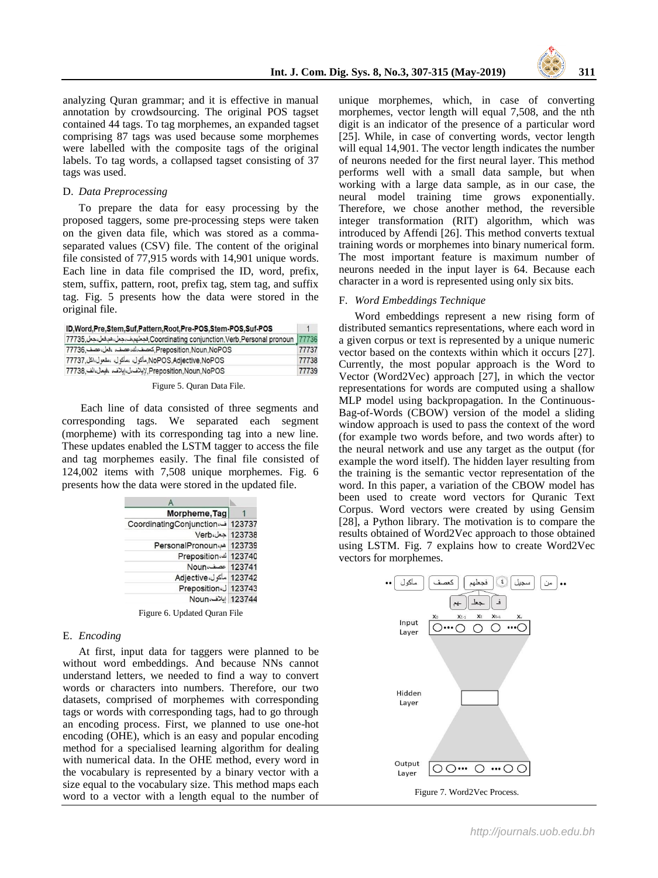analyzing Quran grammar; and it is effective in manual annotation by crowdsourcing. The original POS tagset contained 44 tags. To tag morphemes, an expanded tagset comprising 87 tags was used because some morphemes were labelled with the composite tags of the original labels. To tag words, a collapsed tagset consisting of 37 tags was used.

### D. *Data Preprocessing*

To prepare the data for easy processing by the proposed taggers, some pre-processing steps were taken on the given data file, which was stored as a comma-separated values (CSV) file. The content of the original file consisted of 77,915 words with 14,901 unique words. Each line in data file comprised the ID, word, prefix, stem, suffix, pattern, root, prefix tag, stem tag, and suffix tag. Fig. 5 presents how the data were stored in the original file.

| ID,Word,Pre,Stem,Suf,Pattern,Root,Pre-POS,Stem-POS,Suf-POS | 1 |
|---|---|
| 77735,فجعلهم,ف,جعل,هم,فعل,جعل,Coordinating conjunction,Verb,Personal pronoun | 77736 |
| 77736,كعصف,ك,عصف,,فعل,عصف,Preposition,Noun,NoPOS | 77737 |
| 77737,مأكول,,مأكول,,مفعول,اكل,NoPOS,Adjective,NoPOS | 77738 |
| 77738,لإيلاف,ل,إيلاف,,إفعال,الف,Preposition,Noun,NoPOS | 77739 |

Figure 5. Quran Data File.

Each line of data consisted of three segments and corresponding tags. We separated each segment (morpheme) with its corresponding tag into a new line. These updates enabled the LSTM tagger to access the file and tag morphemes easily. The final file consisted of 124,002 items with 7,508 unique morphemes. Fig. 6 presents how the data were stored in the updated file.

| A | |
|---|---|
| Morpheme,Tag | 1 |
| ف,CoordinatingConjunction | 123737 |
| جعل,Verb | 123738 |
| هم,PersonalPronoun | 123739 |
| ك,Preposition | 123740 |
| عصف,Noun | 123741 |
| مأكول,Adjective | 123742 |
| ل,Preposition | 123743 |
| إيلاف,Noun | 123744 |

Figure 6. Updated Quran File

### E. *Encoding*

At first, input data for taggers were planned to be without word embeddings. And because NNs cannot understand letters, we needed to find a way to convert words or characters into numbers. Therefore, our two datasets, comprised of morphemes with corresponding tags or words with corresponding tags, had to go through an encoding process. First, we planned to use one-hot encoding (OHE), which is an easy and popular encoding method for a specialised learning algorithm for dealing with numerical data. In the OHE method, every word in the vocabulary is represented by a binary vector with a size equal to the vocabulary size. This method maps each word to a vector with a length equal to the number of unique morphemes, which, in case of converting morphemes, vector length will equal 7,508, and the nth digit is an indicator of the presence of a particular word [25]. While, in case of converting words, vector length will equal 14,901. The vector length indicates the number of neurons needed for the first neural layer. This method performs well with a small data sample, but when working with a large data sample, as in our case, the neural model training time grows exponentially. Therefore, we chose another method, the reversible integer transformation (RIT) algorithm, which was introduced by Affendi [26]. This method converts textual training words or morphemes into binary numerical form. The most important feature is maximum number of neurons needed in the input layer is 64. Because each character in a word is represented using only six bits.

### F. *Word Embeddings Technique*

Word embeddings represent a new rising form of distributed semantics representations, where each word in a given corpus or text is represented by a unique numeric vector based on the contexts within which it occurs [27]. Currently, the most popular approach is the Word to Vector (Word2Vec) approach [27], in which the vector representations for words are computed using a shallow MLP model using backpropagation. In the Continuous-Bag-of-Words (CBOW) version of the model a sliding window approach is used to pass the context of the word (for example two words before, and two words after) to the neural network and use any target as the output (for example the word itself). The hidden layer resulting from the training is the semantic vector representation of the word. In this paper, a variation of the CBOW model has been used to create word vectors for Quranic Text Corpus. Word vectors were created by using Gensim [28], a Python library. The motivation is to compare the results obtained of Word2Vec approach to those obtained using LSTM. Fig. 7 explains how to create Word2Vec vectors for morphemes.

Figure 7. Word2Vec Process.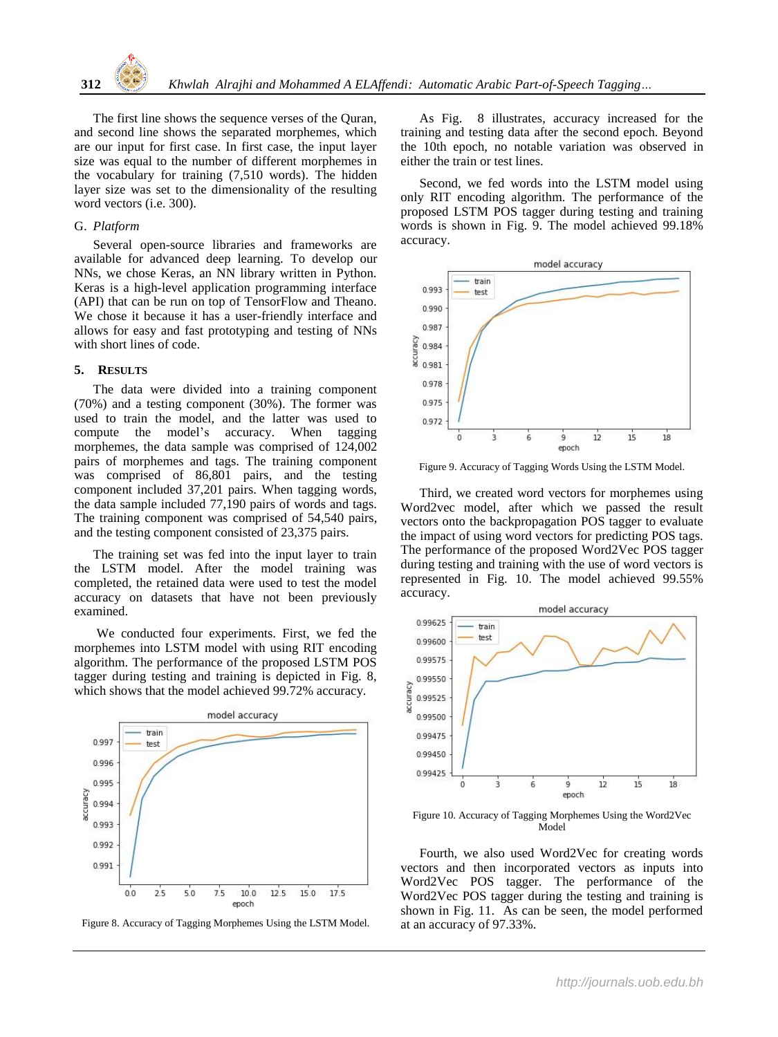The first line shows the sequence verses of the Quran, and second line shows the separated morphemes, which are our input for first case. In first case, the input layer size was equal to the number of different morphemes in the vocabulary for training (7,510 words). The hidden layer size was set to the dimensionality of the resulting word vectors (i.e. 300).

### G. *Platform*

Several open-source libraries and frameworks are available for advanced deep learning. To develop our NNs, we chose Keras, an NN library written in Python. Keras is a high-level application programming interface (API) that can be run on top of TensorFlow and Theano. We chose it because it has a user-friendly interface and allows for easy and fast prototyping and testing of NNs with short lines of code.

## 5. RESULTS

The data were divided into a training component (70%) and a testing component (30%). The former was used to train the model, and the latter was used to compute the model's accuracy. When tagging morphemes, the data sample was comprised of 124,002 pairs of morphemes and tags. The training component was comprised of 86,801 pairs, and the testing component included 37,201 pairs. When tagging words, the data sample included 77,190 pairs of words and tags. The training component was comprised of 54,540 pairs, and the testing component consisted of 23,375 pairs.

The training set was fed into the input layer to train the LSTM model. After the model training was completed, the retained data were used to test the model accuracy on datasets that have not been previously examined.

We conducted four experiments. First, we fed the morphemes into LSTM model with using RIT encoding algorithm. The performance of the proposed LSTM POS tagger during testing and training is depicted in Fig. 8, which shows that the model achieved 99.72% accuracy.

Figure 8. Accuracy of Tagging Morphemes Using the LSTM Model.

As Fig. 8 illustrates, accuracy increased for the training and testing data after the second epoch. Beyond the 10th epoch, no notable variation was observed in either the train or test lines.

Second, we fed words into the LSTM model using only RIT encoding algorithm. The performance of the proposed LSTM POS tagger during testing and training words is shown in Fig. 9. The model achieved 99.18% accuracy.

Figure 9. Accuracy of Tagging Words Using the LSTM Model.

Third, we created word vectors for morphemes using Word2vec model, after which we passed the result vectors onto the backpropagation POS tagger to evaluate the impact of using word vectors for predicting POS tags. The performance of the proposed Word2Vec POS tagger during testing and training with the use of word vectors is represented in Fig. 10. The model achieved 99.55% accuracy.

Figure 10. Accuracy of Tagging Morphemes Using the Word2Vec Model

Fourth, we also used Word2Vec for creating words vectors and then incorporated vectors as inputs into Word2Vec POS tagger. The performance of the Word2Vec POS tagger during the testing and training is shown in Fig. 11. As can be seen, the model performed at an accuracy of 97.33%.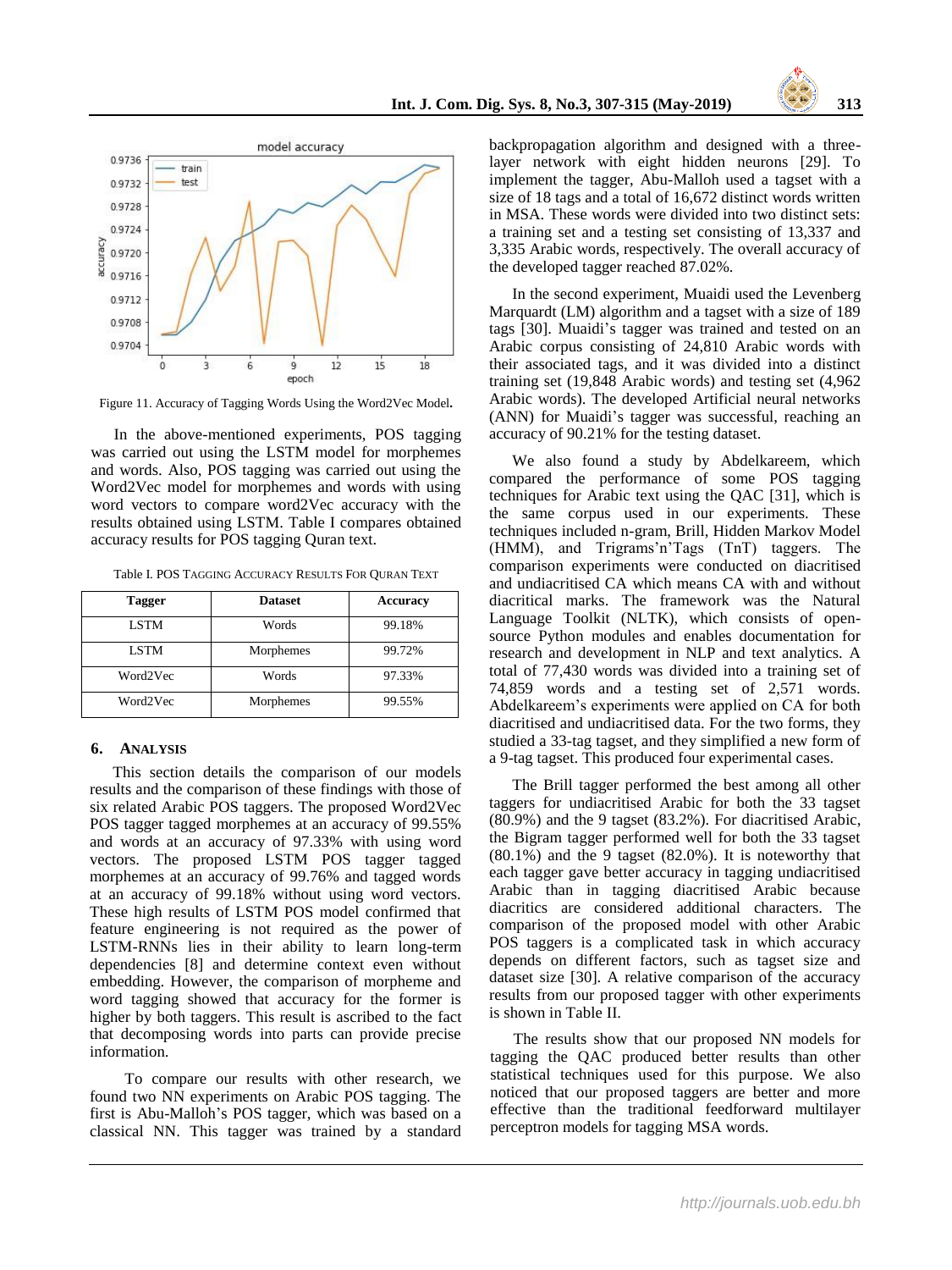Figure 11. Accuracy of Tagging Words Using the Word2Vec Model.

In the above-mentioned experiments, POS tagging was carried out using the LSTM model for morphemes and words. Also, POS tagging was carried out using the Word2Vec model for morphemes and words with using word vectors to compare word2Vec accuracy with the results obtained using LSTM. Table I compares obtained accuracy results for POS tagging Quran text.

Table I. POS Tagging Accuracy Results For Quran Text

| Tagger | Dataset | Accuracy |
|---|---|---|
| LSTM | Words | 99.18% |
| LSTM | Morphemes | 99.72% |
| Word2Vec | Words | 97.33% |
| Word2Vec | Morphemes | 99.55% |

## 6. Analysis

This section details the comparison of our models results and the comparison of these findings with those of six related Arabic POS taggers. The proposed Word2Vec POS tagger tagged morphemes at an accuracy of 99.55% and words at an accuracy of 97.33% with using word vectors. The proposed LSTM POS tagger tagged morphemes at an accuracy of 99.76% and tagged words at an accuracy of 99.18% without using word vectors. These high results of LSTM POS model confirmed that feature engineering is not required as the power of LSTM-RNNs lies in their ability to learn long-term dependencies [8] and determine context even without embedding. However, the comparison of morpheme and word tagging showed that accuracy for the former is higher by both taggers. This result is ascribed to the fact that decomposing words into parts can provide precise information.

To compare our results with other research, we found two NN experiments on Arabic POS tagging. The first is Abu-Malloh's POS tagger, which was based on a classical NN. This tagger was trained by a standard backpropagation algorithm and designed with a three-layer network with eight hidden neurons [29]. To implement the tagger, Abu-Malloh used a tagset with a size of 18 tags and a total of 16,672 distinct words written in MSA. These words were divided into two distinct sets: a training set and a testing set consisting of 13,337 and 3,335 Arabic words, respectively. The overall accuracy of the developed tagger reached 87.02%.

In the second experiment, Muaidi used the Levenberg Marquardt (LM) algorithm and a tagset with a size of 189 tags [30]. Muaidi's tagger was trained and tested on an Arabic corpus consisting of 24,810 Arabic words with their associated tags, and it was divided into a distinct training set (19,848 Arabic words) and testing set (4,962 Arabic words). The developed Artificial neural networks (ANN) for Muaidi's tagger was successful, reaching an accuracy of 90.21% for the testing dataset.

We also found a study by Abdelkareem, which compared the performance of some POS tagging techniques for Arabic text using the QAC [31], which is the same corpus used in our experiments. These techniques included n-gram, Brill, Hidden Markov Model (HMM), and Trigrams'n'Tags (TnT) taggers. The comparison experiments were conducted on diacritised and undiacritised CA which means CA with and without diacritical marks. The framework was the Natural Language Toolkit (NLTK), which consists of open-source Python modules and enables documentation for research and development in NLP and text analytics. A total of 77,430 words was divided into a training set of 74,859 words and a testing set of 2,571 words. Abdelkareem's experiments were applied on CA for both diacritised and undiacritised data. For the two forms, they studied a 33-tag tagset, and they simplified a new form of a 9-tag tagset. This produced four experimental cases.

The Brill tagger performed the best among all other taggers for undiacritised Arabic for both the 33 tagset (80.9%) and the 9 tagset (83.2%). For diacritised Arabic, the Bigram tagger performed well for both the 33 tagset (80.1%) and the 9 tagset (82.0%). It is noteworthy that each tagger gave better accuracy in tagging undiacritised Arabic than in tagging diacritised Arabic because diacritics are considered additional characters. The comparison of the proposed model with other Arabic POS taggers is a complicated task in which accuracy depends on different factors, such as tagset size and dataset size [30]. A relative comparison of the accuracy results from our proposed tagger with other experiments is shown in Table II.

The results show that our proposed NN models for tagging the QAC produced better results than other statistical techniques used for this purpose. We also noticed that our proposed taggers are better and more effective than the traditional feedforward multilayer perceptron models for tagging MSA words.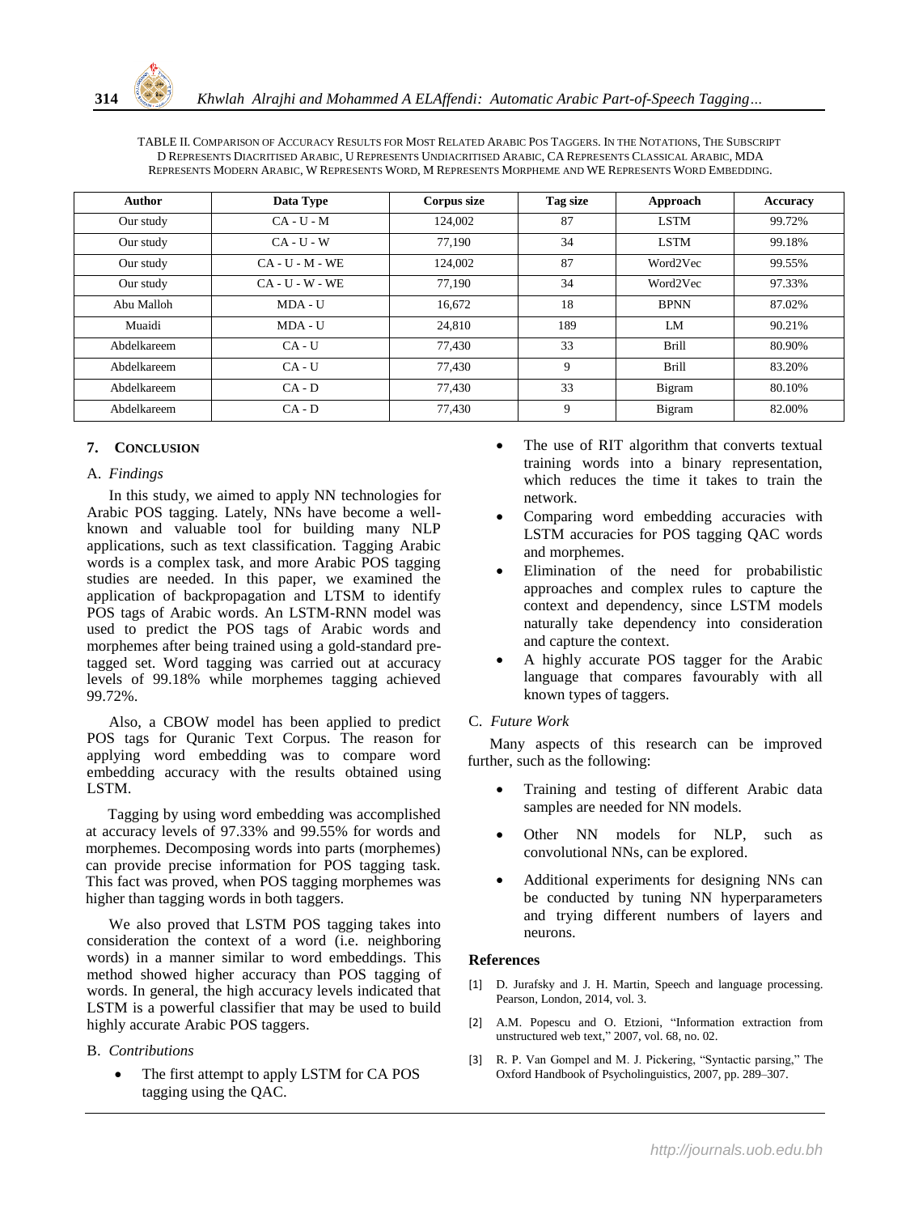TABLE II. Comparison of Accuracy Results for Most Related Arabic POS Taggers. In the Notations, The Subscript D Represents Diacritised Arabic, U Represents Undiacritised Arabic, CA Represents Classical Arabic, MDA Represents Modern Arabic, W Represents Word, M Represents Morpheme and WE Represents Word Embedding.

| Author | Data Type | Corpus size | Tag size | Approach | Accuracy |
|---|---|---|---|---|---|
| Our study | CA - U - M | 124,002 | 87 | LSTM | 99.72% |
| Our study | CA - U - W | 77,190 | 34 | LSTM | 99.18% |
| Our study | CA - U - M - WE | 124,002 | 87 | Word2Vec | 99.55% |
| Our study | CA - U - W - WE | 77,190 | 34 | Word2Vec | 97.33% |
| Abu Malloh | MDA - U | 16,672 | 18 | BPNN | 87.02% |
| Muaidi | MDA - U | 24,810 | 189 | LM | 90.21% |
| Abdelkareem | CA - U | 77,430 | 33 | Brill | 80.90% |
| Abdelkareem | CA - U | 77,430 | 9 | Brill | 83.20% |
| Abdelkareem | CA - D | 77,430 | 33 | Bigram | 80.10% |
| Abdelkareem | CA - D | 77,430 | 9 | Bigram | 82.00% |

## 7. Conclusion

### A. *Findings*

In this study, we aimed to apply NN technologies for Arabic POS tagging. Lately, NNs have become a well-known and valuable tool for building many NLP applications, such as text classification. Tagging Arabic words is a complex task, and more Arabic POS tagging studies are needed. In this paper, we examined the application of backpropagation and LTSM to identify POS tags of Arabic words. An LSTM-RNN model was used to predict the POS tags of Arabic words and morphemes after being trained using a gold-standard pre-tagged set. Word tagging was carried out at accuracy levels of 99.18% while morphemes tagging achieved 99.72%.

Also, a CBOW model has been applied to predict POS tags for Quranic Text Corpus. The reason for applying word embedding was to compare word embedding accuracy with the results obtained using LSTM.

Tagging by using word embedding was accomplished at accuracy levels of 97.33% and 99.55% for words and morphemes. Decomposing words into parts (morphemes) can provide precise information for POS tagging task. This fact was proved, when POS tagging morphemes was higher than tagging words in both taggers.

We also proved that LSTM POS tagging takes into consideration the context of a word (i.e. neighboring words) in a manner similar to word embeddings. This method showed higher accuracy than POS tagging of words. In general, the high accuracy levels indicated that LSTM is a powerful classifier that may be used to build highly accurate Arabic POS taggers.

### B. *Contributions*

- The first attempt to apply LSTM for CA POS tagging using the QAC.
- The use of RIT algorithm that converts textual training words into a binary representation, which reduces the time it takes to train the network.
- Comparing word embedding accuracies with LSTM accuracies for POS tagging QAC words and morphemes.
- Elimination of the need for probabilistic approaches and complex rules to capture the context and dependency, since LSTM models naturally take dependency into consideration and capture the context.
- A highly accurate POS tagger for the Arabic language that compares favourably with all known types of taggers.

### C. *Future Work*

Many aspects of this research can be improved further, such as the following:

- Training and testing of different Arabic data samples are needed for NN models.
- Other NN models for NLP, such as convolutional NNs, can be explored.
- Additional experiments for designing NNs can be conducted by tuning NN hyperparameters and trying different numbers of layers and neurons.

## References

[1] D. Jurafsky and J. H. Martin, Speech and language processing. Pearson, London, 2014, vol. 3.

[2] A.M. Popescu and O. Etzioni, "Information extraction from unstructured web text," 2007, vol. 68, no. 02.

[3] R. P. Van Gompel and M. J. Pickering, "Syntactic parsing," The Oxford Handbook of Psycholinguistics, 2007, pp. 289–307.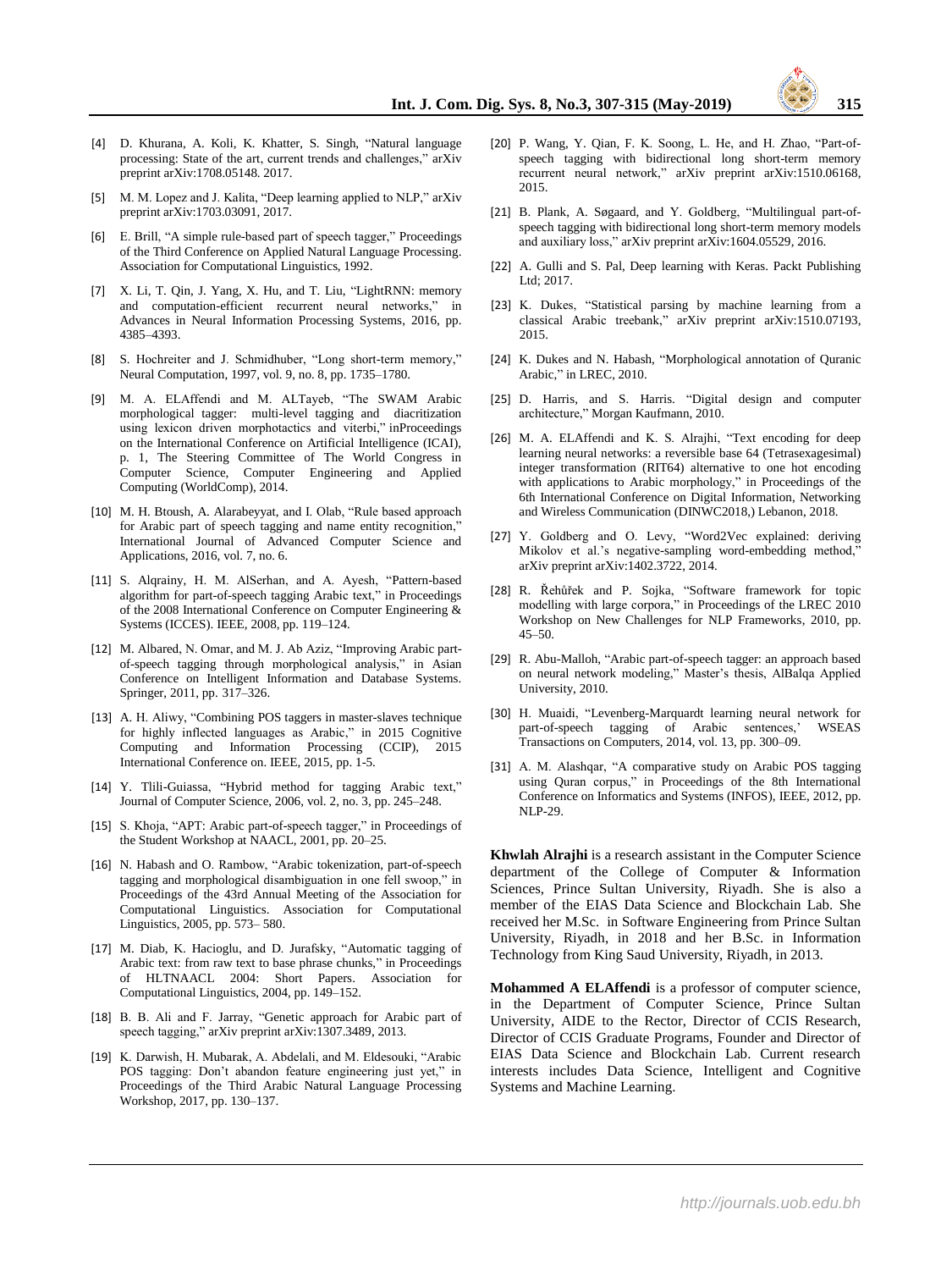[4] D. Khurana, A. Koli, K. Khatter, S. Singh, "Natural language processing: State of the art, current trends and challenges," arXiv preprint arXiv:1708.05148. 2017.

[5] M. M. Lopez and J. Kalita, "Deep learning applied to NLP," arXiv preprint arXiv:1703.03091, 2017.

[6] E. Brill, "A simple rule-based part of speech tagger," Proceedings of the Third Conference on Applied Natural Language Processing. Association for Computational Linguistics, 1992.

[7] X. Li, T. Qin, J. Yang, X. Hu, and T. Liu, "LightRNN: memory and computation-efficient recurrent neural networks," in Advances in Neural Information Processing Systems, 2016, pp. 4385–4393.

[8] S. Hochreiter and J. Schmidhuber, "Long short-term memory," Neural Computation, 1997, vol. 9, no. 8, pp. 1735–1780.

[9] M. A. ELAffendi and M. ALTayeb, "The SWAM Arabic morphological tagger: multi-level tagging and diacritization using lexicon driven morphotactics and viterbi," inProceedings on the International Conference on Artificial Intelligence (ICAI), p. 1, The Steering Committee of The World Congress in Computer Science, Computer Engineering and Applied Computing (WorldComp), 2014.

[10] M. H. Btoush, A. Alarabeyyat, and I. Olab, "Rule based approach for Arabic part of speech tagging and name entity recognition," International Journal of Advanced Computer Science and Applications, 2016, vol. 7, no. 6.

[11] S. Alqrainy, H. M. AlSerhan, and A. Ayesh, "Pattern-based algorithm for part-of-speech tagging Arabic text," in Proceedings of the 2008 International Conference on Computer Engineering & Systems (ICCES). IEEE, 2008, pp. 119–124.

[12] M. Albared, N. Omar, and M. J. Ab Aziz, "Improving Arabic part-of-speech tagging through morphological analysis," in Asian Conference on Intelligent Information and Database Systems. Springer, 2011, pp. 317–326.

[13] A. H. Aliwy, "Combining POS taggers in master-slaves technique for highly inflected languages as Arabic," in 2015 Cognitive Computing and Information Processing (CCIP), 2015 International Conference on. IEEE, 2015, pp. 1-5.

[14] Y. Tlili-Guiassa, "Hybrid method for tagging Arabic text," Journal of Computer Science, 2006, vol. 2, no. 3, pp. 245–248.

[15] S. Khoja, "APT: Arabic part-of-speech tagger," in Proceedings of the Student Workshop at NAACL, 2001, pp. 20–25.

[16] N. Habash and O. Rambow, "Arabic tokenization, part-of-speech tagging and morphological disambiguation in one fell swoop," in Proceedings of the 43rd Annual Meeting of the Association for Computational Linguistics. Association for Computational Linguistics, 2005, pp. 573– 580.

[17] M. Diab, K. Hacioglu, and D. Jurafsky, "Automatic tagging of Arabic text: from raw text to base phrase chunks," in Proceedings of HLTNAACL 2004: Short Papers. Association for Computational Linguistics, 2004, pp. 149–152.

[18] B. B. Ali and F. Jarray, "Genetic approach for Arabic part of speech tagging," arXiv preprint arXiv:1307.3489, 2013.

[19] K. Darwish, H. Mubarak, A. Abdelali, and M. Eldesouki, "Arabic POS tagging: Don't abandon feature engineering just yet," in Proceedings of the Third Arabic Natural Language Processing Workshop, 2017, pp. 130–137.

[20] P. Wang, Y. Qian, F. K. Soong, L. He, and H. Zhao, "Part-of-speech tagging with bidirectional long short-term memory recurrent neural network," arXiv preprint arXiv:1510.06168, 2015.

[21] B. Plank, A. Søgaard, and Y. Goldberg, "Multilingual part-of-speech tagging with bidirectional long short-term memory models and auxiliary loss," arXiv preprint arXiv:1604.05529, 2016.

[22] A. Gulli and S. Pal, Deep learning with Keras. Packt Publishing Ltd; 2017.

[23] K. Dukes, "Statistical parsing by machine learning from a classical Arabic treebank," arXiv preprint arXiv:1510.07193, 2015.

[24] K. Dukes and N. Habash, "Morphological annotation of Quranic Arabic," in LREC, 2010.

[25] D. Harris, and S. Harris. "Digital design and computer architecture," Morgan Kaufmann, 2010.

[26] M. A. ELAffendi and K. S. Alrajhi, "Text encoding for deep learning neural networks: a reversible base 64 (Tetrasexagesimal) integer transformation (RIT64) alternative to one hot encoding with applications to Arabic morphology," in Proceedings of the 6th International Conference on Digital Information, Networking and Wireless Communication (DINWC2018,) Lebanon, 2018.

[27] Y. Goldberg and O. Levy, "Word2Vec explained: deriving Mikolov et al.'s negative-sampling word-embedding method," arXiv preprint arXiv:1402.3722, 2014.

[28] R. Řehůřek and P. Sojka, "Software framework for topic modelling with large corpora," in Proceedings of the LREC 2010 Workshop on New Challenges for NLP Frameworks, 2010, pp. 45–50.

[29] R. Abu-Malloh, "Arabic part-of-speech tagger: an approach based on neural network modeling," Master's thesis, AlBalqa Applied University, 2010.

[30] H. Muaidi, "Levenberg-Marquardt learning neural network for part-of-speech tagging of Arabic sentences,' WSEAS Transactions on Computers, 2014, vol. 13, pp. 300–09.

[31] A. M. Alashqar, "A comparative study on Arabic POS tagging using Quran corpus," in Proceedings of the 8th International Conference on Informatics and Systems (INFOS), IEEE, 2012, pp. NLP-29.

**Khwlah Alrajhi** is a research assistant in the Computer Science department of the College of Computer & Information Sciences, Prince Sultan University, Riyadh. She is also a member of the EIAS Data Science and Blockchain Lab. She received her M.Sc. in Software Engineering from Prince Sultan University, Riyadh, in 2018 and her B.Sc. in Information Technology from King Saud University, Riyadh, in 2013.

**Mohammed A ELAffendi** is a professor of computer science, in the Department of Computer Science, Prince Sultan University, AIDE to the Rector, Director of CCIS Research, Director of CCIS Graduate Programs, Founder and Director of EIAS Data Science and Blockchain Lab. Current research interests includes Data Science, Intelligent and Cognitive Systems and Machine Learning.